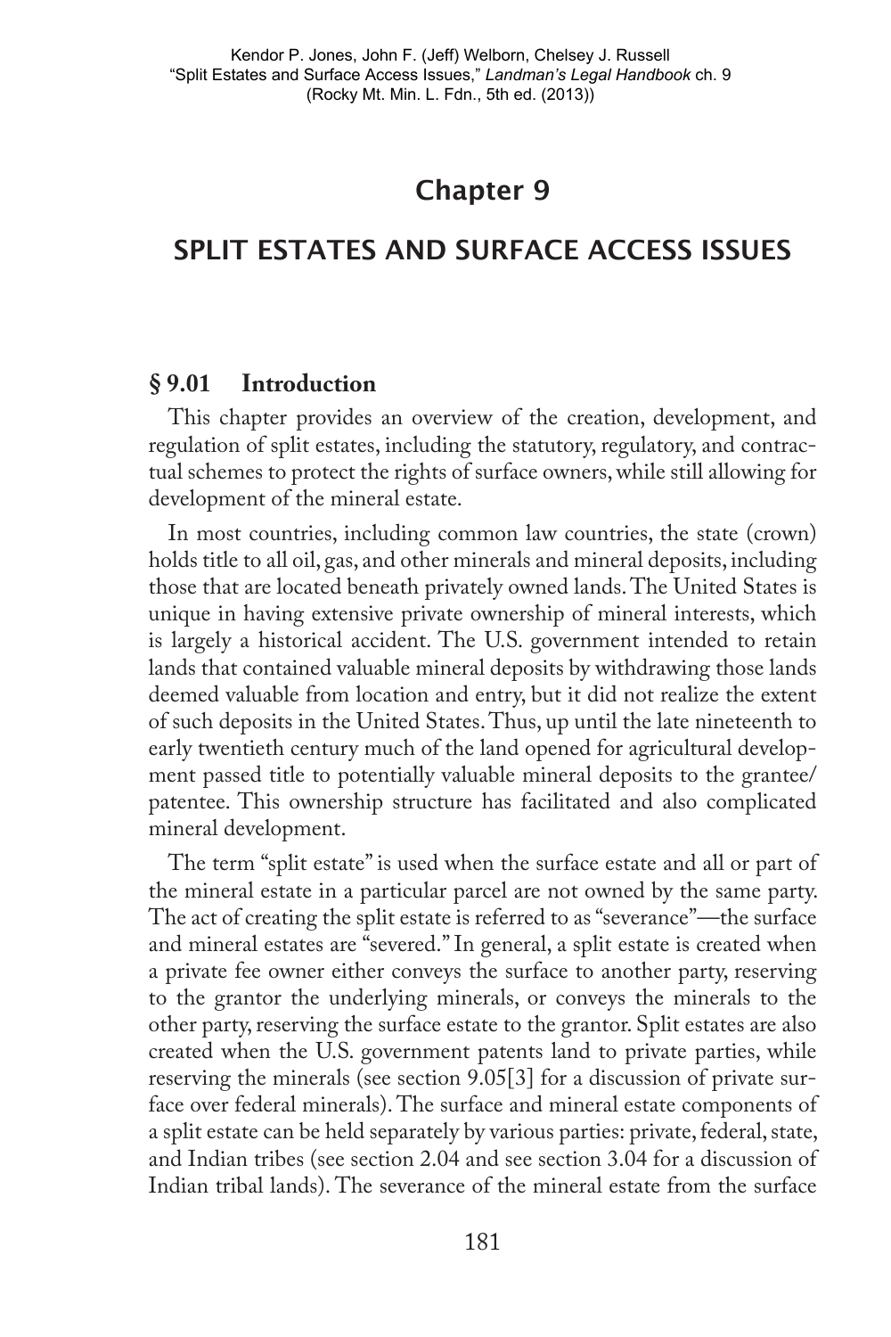Kendor P. Jones, John F. (Jeff) Welborn, Chelsey J. Russell
"Split Estates and Surface Access Issues," *Landman's Legal Handbook* ch. 9
(Rocky Mt. Min. L. Fdn., 5th ed. (2013))

# Chapter 9

# SPLIT ESTATES AND SURFACE ACCESS ISSUES

## § 9.01 Introduction

This chapter provides an overview of the creation, development, and regulation of split estates, including the statutory, regulatory, and contractual schemes to protect the rights of surface owners, while still allowing for development of the mineral estate.

In most countries, including common law countries, the state (crown) holds title to all oil, gas, and other minerals and mineral deposits, including those that are located beneath privately owned lands. The United States is unique in having extensive private ownership of mineral interests, which is largely a historical accident. The U.S. government intended to retain lands that contained valuable mineral deposits by withdrawing those lands deemed valuable from location and entry, but it did not realize the extent of such deposits in the United States. Thus, up until the late nineteenth to early twentieth century much of the land opened for agricultural development passed title to potentially valuable mineral deposits to the grantee/patentee. This ownership structure has facilitated and also complicated mineral development.

The term "split estate" is used when the surface estate and all or part of the mineral estate in a particular parcel are not owned by the same party. The act of creating the split estate is referred to as "severance"—the surface and mineral estates are "severed." In general, a split estate is created when a private fee owner either conveys the surface to another party, reserving to the grantor the underlying minerals, or conveys the minerals to the other party, reserving the surface estate to the grantor. Split estates are also created when the U.S. government patents land to private parties, while reserving the minerals (see section 9.05[3] for a discussion of private surface over federal minerals). The surface and mineral estate components of a split estate can be held separately by various parties: private, federal, state, and Indian tribes (see section 2.04 and see section 3.04 for a discussion of Indian tribal lands). The severance of the mineral estate from the surface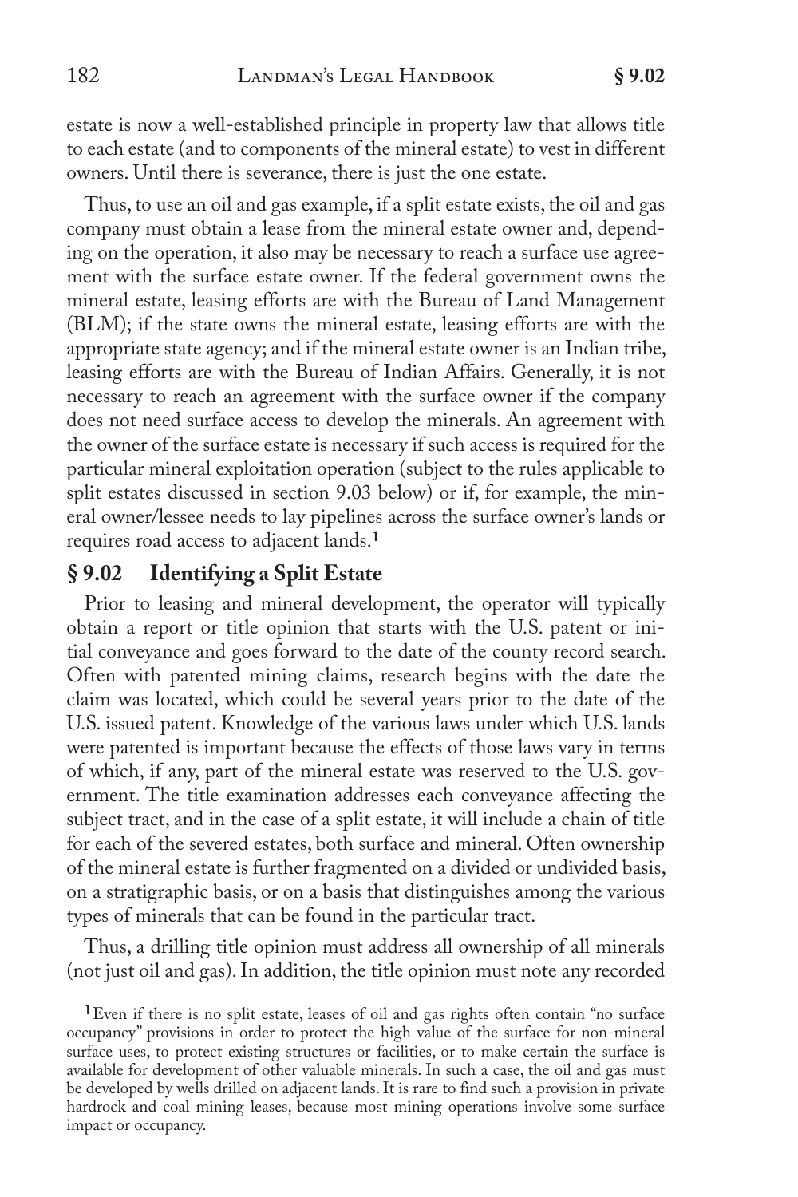estate is now a well-established principle in property law that allows title to each estate (and to components of the mineral estate) to vest in different owners. Until there is severance, there is just the one estate.

Thus, to use an oil and gas example, if a split estate exists, the oil and gas company must obtain a lease from the mineral estate owner and, depending on the operation, it also may be necessary to reach a surface use agreement with the surface estate owner. If the federal government owns the mineral estate, leasing efforts are with the Bureau of Land Management (BLM); if the state owns the mineral estate, leasing efforts are with the appropriate state agency; and if the mineral estate owner is an Indian tribe, leasing efforts are with the Bureau of Indian Affairs. Generally, it is not necessary to reach an agreement with the surface owner if the company does not need surface access to develop the minerals. An agreement with the owner of the surface estate is necessary if such access is required for the particular mineral exploitation operation (subject to the rules applicable to split estates discussed in section 9.03 below) or if, for example, the mineral owner/lessee needs to lay pipelines across the surface owner's lands or requires road access to adjacent lands.[1]

## § 9.02 Identifying a Split Estate

Prior to leasing and mineral development, the operator will typically obtain a report or title opinion that starts with the U.S. patent or initial conveyance and goes forward to the date of the county record search. Often with patented mining claims, research begins with the date the claim was located, which could be several years prior to the date of the U.S. issued patent. Knowledge of the various laws under which U.S. lands were patented is important because the effects of those laws vary in terms of which, if any, part of the mineral estate was reserved to the U.S. government. The title examination addresses each conveyance affecting the subject tract, and in the case of a split estate, it will include a chain of title for each of the severed estates, both surface and mineral. Often ownership of the mineral estate is further fragmented on a divided or undivided basis, on a stratigraphic basis, or on a basis that distinguishes among the various types of minerals that can be found in the particular tract.

Thus, a drilling title opinion must address all ownership of all minerals (not just oil and gas). In addition, the title opinion must note any recorded

---

[1] Even if there is no split estate, leases of oil and gas rights often contain "no surface occupancy" provisions in order to protect the high value of the surface for non-mineral surface uses, to protect existing structures or facilities, or to make certain the surface is available for development of other valuable minerals. In such a case, the oil and gas must be developed by wells drilled on adjacent lands. It is rare to find such a provision in private hardrock and coal mining leases, because most mining operations involve some surface impact or occupancy.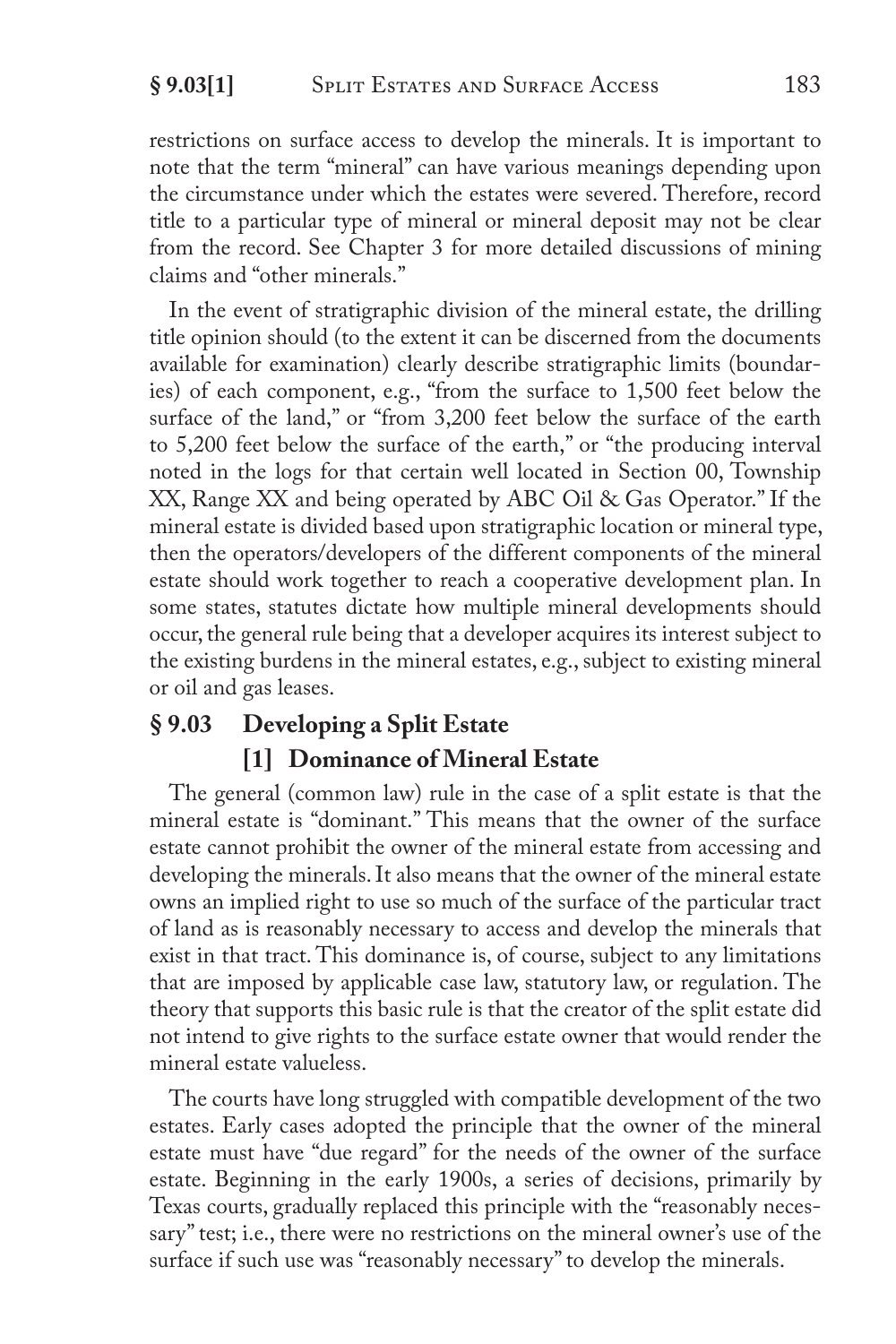restrictions on surface access to develop the minerals. It is important to note that the term "mineral" can have various meanings depending upon the circumstance under which the estates were severed. Therefore, record title to a particular type of mineral or mineral deposit may not be clear from the record. See Chapter 3 for more detailed discussions of mining claims and "other minerals."

In the event of stratigraphic division of the mineral estate, the drilling title opinion should (to the extent it can be discerned from the documents available for examination) clearly describe stratigraphic limits (boundaries) of each component, e.g., "from the surface to 1,500 feet below the surface of the land," or "from 3,200 feet below the surface of the earth to 5,200 feet below the surface of the earth," or "the producing interval noted in the logs for that certain well located in Section 00, Township XX, Range XX and being operated by ABC Oil & Gas Operator." If the mineral estate is divided based upon stratigraphic location or mineral type, then the operators/developers of the different components of the mineral estate should work together to reach a cooperative development plan. In some states, statutes dictate how multiple mineral developments should occur, the general rule being that a developer acquires its interest subject to the existing burdens in the mineral estates, e.g., subject to existing mineral or oil and gas leases.

## § 9.03 Developing a Split Estate

### [1] Dominance of Mineral Estate

The general (common law) rule in the case of a split estate is that the mineral estate is "dominant." This means that the owner of the surface estate cannot prohibit the owner of the mineral estate from accessing and developing the minerals. It also means that the owner of the mineral estate owns an implied right to use so much of the surface of the particular tract of land as is reasonably necessary to access and develop the minerals that exist in that tract. This dominance is, of course, subject to any limitations that are imposed by applicable case law, statutory law, or regulation. The theory that supports this basic rule is that the creator of the split estate did not intend to give rights to the surface estate owner that would render the mineral estate valueless.

The courts have long struggled with compatible development of the two estates. Early cases adopted the principle that the owner of the mineral estate must have "due regard" for the needs of the owner of the surface estate. Beginning in the early 1900s, a series of decisions, primarily by Texas courts, gradually replaced this principle with the "reasonably necessary" test; i.e., there were no restrictions on the mineral owner's use of the surface if such use was "reasonably necessary" to develop the minerals.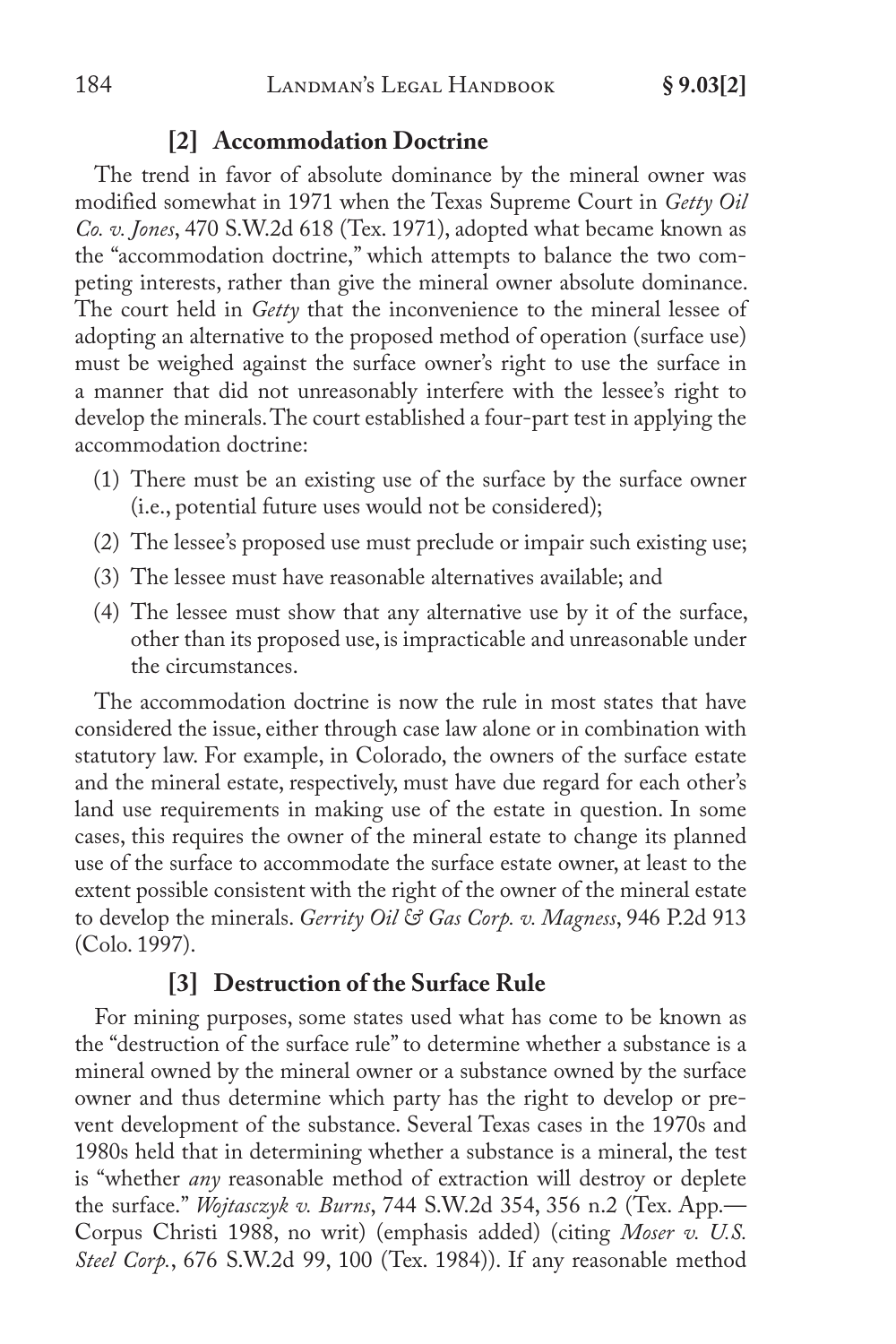### [2] Accommodation Doctrine

The trend in favor of absolute dominance by the mineral owner was modified somewhat in 1971 when the Texas Supreme Court in *Getty Oil Co. v. Jones*, 470 S.W.2d 618 (Tex. 1971), adopted what became known as the "accommodation doctrine," which attempts to balance the two competing interests, rather than give the mineral owner absolute dominance. The court held in *Getty* that the inconvenience to the mineral lessee of adopting an alternative to the proposed method of operation (surface use) must be weighed against the surface owner's right to use the surface in a manner that did not unreasonably interfere with the lessee's right to develop the minerals. The court established a four-part test in applying the accommodation doctrine:

(1) There must be an existing use of the surface by the surface owner (i.e., potential future uses would not be considered);

(2) The lessee's proposed use must preclude or impair such existing use;

(3) The lessee must have reasonable alternatives available; and

(4) The lessee must show that any alternative use by it of the surface, other than its proposed use, is impracticable and unreasonable under the circumstances.

The accommodation doctrine is now the rule in most states that have considered the issue, either through case law alone or in combination with statutory law. For example, in Colorado, the owners of the surface estate and the mineral estate, respectively, must have due regard for each other's land use requirements in making use of the estate in question. In some cases, this requires the owner of the mineral estate to change its planned use of the surface to accommodate the surface estate owner, at least to the extent possible consistent with the right of the owner of the mineral estate to develop the minerals. *Gerrity Oil & Gas Corp. v. Magness*, 946 P.2d 913 (Colo. 1997).

### [3] Destruction of the Surface Rule

For mining purposes, some states used what has come to be known as the "destruction of the surface rule" to determine whether a substance is a mineral owned by the mineral owner or a substance owned by the surface owner and thus determine which party has the right to develop or prevent development of the substance. Several Texas cases in the 1970s and 1980s held that in determining whether a substance is a mineral, the test is "whether *any* reasonable method of extraction will destroy or deplete the surface." *Wojtasczyk v. Burns*, 744 S.W.2d 354, 356 n.2 (Tex. App.—Corpus Christi 1988, no writ) (emphasis added) (citing *Moser v. U.S. Steel Corp.*, 676 S.W.2d 99, 100 (Tex. 1984)). If any reasonable method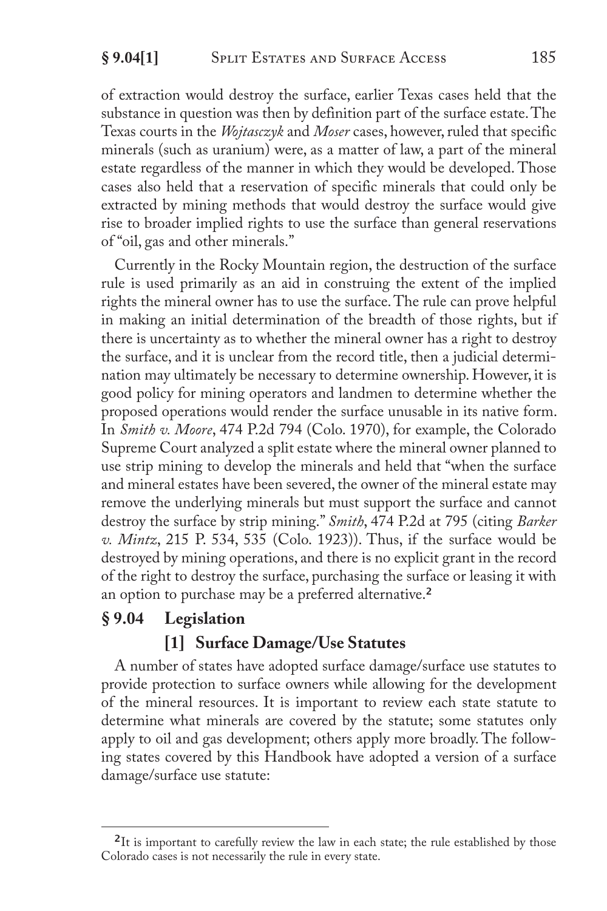of extraction would destroy the surface, earlier Texas cases held that the substance in question was then by definition part of the surface estate. The Texas courts in the *Wojtasczyk* and *Moser* cases, however, ruled that specific minerals (such as uranium) were, as a matter of law, a part of the mineral estate regardless of the manner in which they would be developed. Those cases also held that a reservation of specific minerals that could only be extracted by mining methods that would destroy the surface would give rise to broader implied rights to use the surface than general reservations of "oil, gas and other minerals."

Currently in the Rocky Mountain region, the destruction of the surface rule is used primarily as an aid in construing the extent of the implied rights the mineral owner has to use the surface. The rule can prove helpful in making an initial determination of the breadth of those rights, but if there is uncertainty as to whether the mineral owner has a right to destroy the surface, and it is unclear from the record title, then a judicial determination may ultimately be necessary to determine ownership. However, it is good policy for mining operators and landmen to determine whether the proposed operations would render the surface unusable in its native form. In *Smith v. Moore*, 474 P.2d 794 (Colo. 1970), for example, the Colorado Supreme Court analyzed a split estate where the mineral owner planned to use strip mining to develop the minerals and held that "when the surface and mineral estates have been severed, the owner of the mineral estate may remove the underlying minerals but must support the surface and cannot destroy the surface by strip mining." *Smith*, 474 P.2d at 795 (citing *Barker v. Mintz*, 215 P. 534, 535 (Colo. 1923)). Thus, if the surface would be destroyed by mining operations, and there is no explicit grant in the record of the right to destroy the surface, purchasing the surface or leasing it with an option to purchase may be a preferred alternative.[2]

## § 9.04 Legislation

### [1] Surface Damage/Use Statutes

A number of states have adopted surface damage/surface use statutes to provide protection to surface owners while allowing for the development of the mineral resources. It is important to review each state statute to determine what minerals are covered by the statute; some statutes only apply to oil and gas development; others apply more broadly. The following states covered by this Handbook have adopted a version of a surface damage/surface use statute:

---

[2] It is important to carefully review the law in each state; the rule established by those Colorado cases is not necessarily the rule in every state.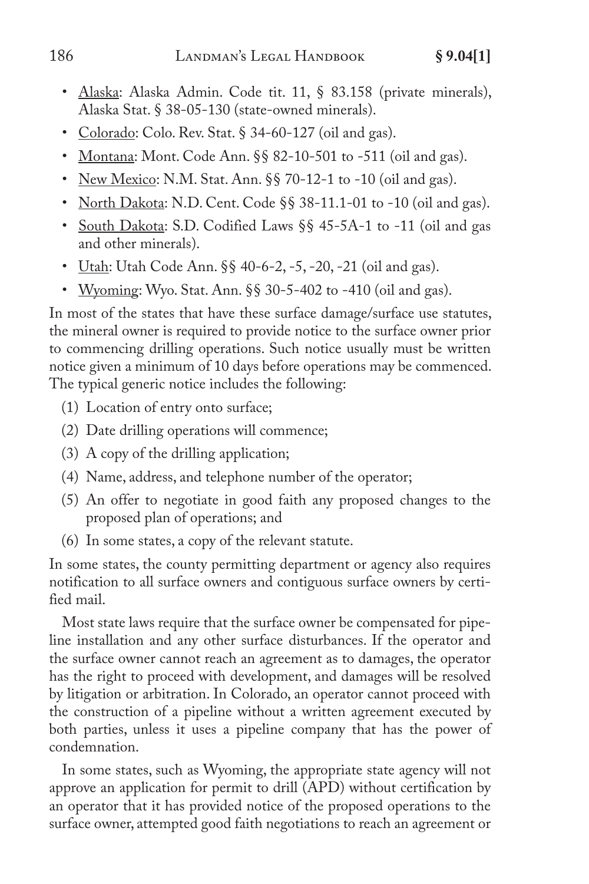- Alaska: Alaska Admin. Code tit. 11, § 83.158 (private minerals), Alaska Stat. § 38-05-130 (state-owned minerals).
- Colorado: Colo. Rev. Stat. § 34-60-127 (oil and gas).
- Montana: Mont. Code Ann. §§ 82-10-501 to -511 (oil and gas).
- New Mexico: N.M. Stat. Ann. §§ 70-12-1 to -10 (oil and gas).
- North Dakota: N.D. Cent. Code §§ 38-11.1-01 to -10 (oil and gas).
- South Dakota: S.D. Codified Laws §§ 45-5A-1 to -11 (oil and gas and other minerals).
- Utah: Utah Code Ann. §§ 40-6-2, -5, -20, -21 (oil and gas).
- Wyoming: Wyo. Stat. Ann. §§ 30-5-402 to -410 (oil and gas).

In most of the states that have these surface damage/surface use statutes, the mineral owner is required to provide notice to the surface owner prior to commencing drilling operations. Such notice usually must be written notice given a minimum of 10 days before operations may be commenced. The typical generic notice includes the following:

(1) Location of entry onto surface;
(2) Date drilling operations will commence;
(3) A copy of the drilling application;
(4) Name, address, and telephone number of the operator;
(5) An offer to negotiate in good faith any proposed changes to the proposed plan of operations; and
(6) In some states, a copy of the relevant statute.

In some states, the county permitting department or agency also requires notification to all surface owners and contiguous surface owners by certified mail.

Most state laws require that the surface owner be compensated for pipeline installation and any other surface disturbances. If the operator and the surface owner cannot reach an agreement as to damages, the operator has the right to proceed with development, and damages will be resolved by litigation or arbitration. In Colorado, an operator cannot proceed with the construction of a pipeline without a written agreement executed by both parties, unless it uses a pipeline company that has the power of condemnation.

In some states, such as Wyoming, the appropriate state agency will not approve an application for permit to drill (APD) without certification by an operator that it has provided notice of the proposed operations to the surface owner, attempted good faith negotiations to reach an agreement or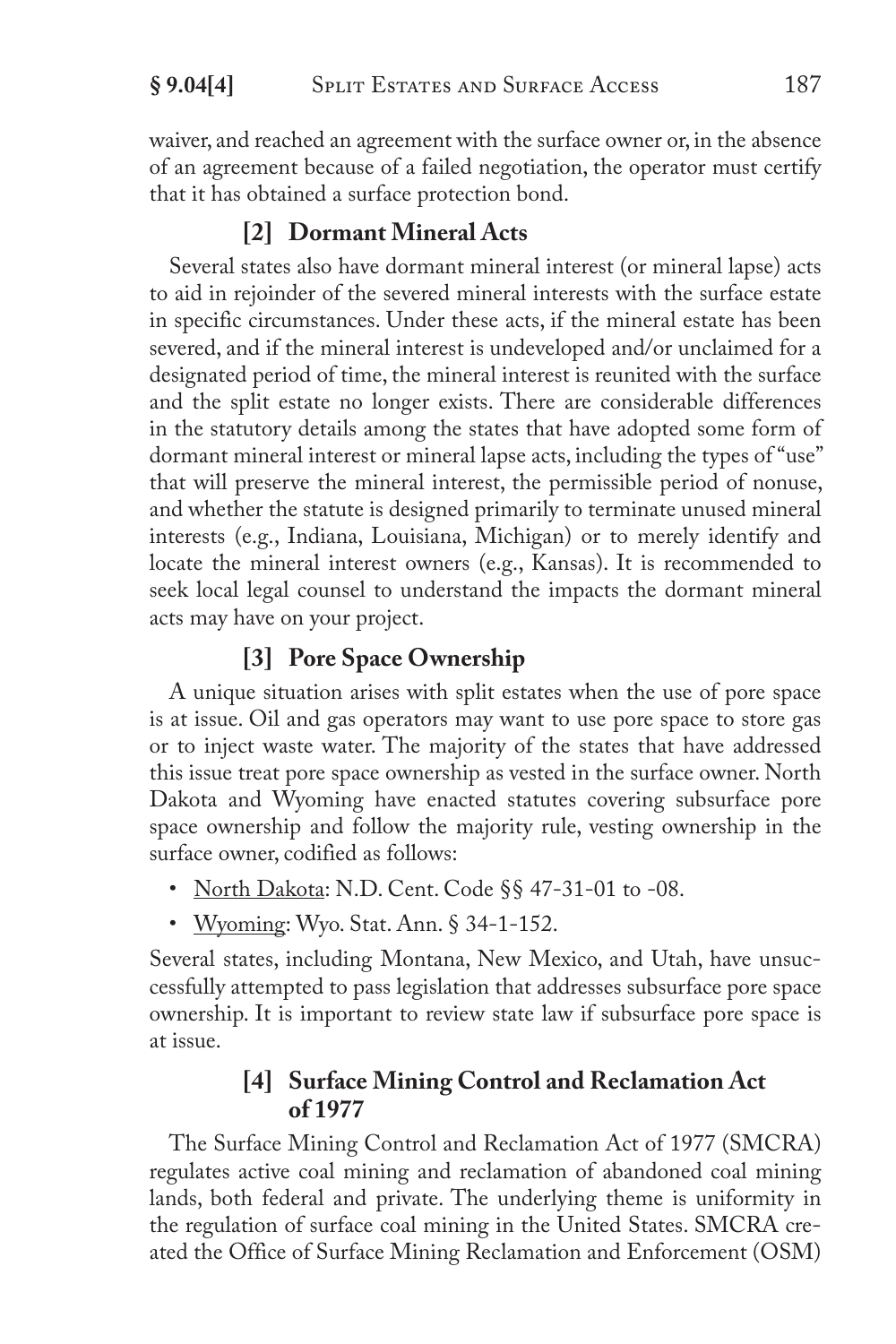waiver, and reached an agreement with the surface owner or, in the absence of an agreement because of a failed negotiation, the operator must certify that it has obtained a surface protection bond.

### [2] Dormant Mineral Acts

Several states also have dormant mineral interest (or mineral lapse) acts to aid in rejoinder of the severed mineral interests with the surface estate in specific circumstances. Under these acts, if the mineral estate has been severed, and if the mineral interest is undeveloped and/or unclaimed for a designated period of time, the mineral interest is reunited with the surface and the split estate no longer exists. There are considerable differences in the statutory details among the states that have adopted some form of dormant mineral interest or mineral lapse acts, including the types of "use" that will preserve the mineral interest, the permissible period of nonuse, and whether the statute is designed primarily to terminate unused mineral interests (e.g., Indiana, Louisiana, Michigan) or to merely identify and locate the mineral interest owners (e.g., Kansas). It is recommended to seek local legal counsel to understand the impacts the dormant mineral acts may have on your project.

### [3] Pore Space Ownership

A unique situation arises with split estates when the use of pore space is at issue. Oil and gas operators may want to use pore space to store gas or to inject waste water. The majority of the states that have addressed this issue treat pore space ownership as vested in the surface owner. North Dakota and Wyoming have enacted statutes covering subsurface pore space ownership and follow the majority rule, vesting ownership in the surface owner, codified as follows:

- <u>North Dakota</u>: N.D. Cent. Code §§ 47-31-01 to -08.
- <u>Wyoming</u>: Wyo. Stat. Ann. § 34-1-152.

Several states, including Montana, New Mexico, and Utah, have unsuccessfully attempted to pass legislation that addresses subsurface pore space ownership. It is important to review state law if subsurface pore space is at issue.

### [4] Surface Mining Control and Reclamation Act of 1977

The Surface Mining Control and Reclamation Act of 1977 (SMCRA) regulates active coal mining and reclamation of abandoned coal mining lands, both federal and private. The underlying theme is uniformity in the regulation of surface coal mining in the United States. SMCRA created the Office of Surface Mining Reclamation and Enforcement (OSM)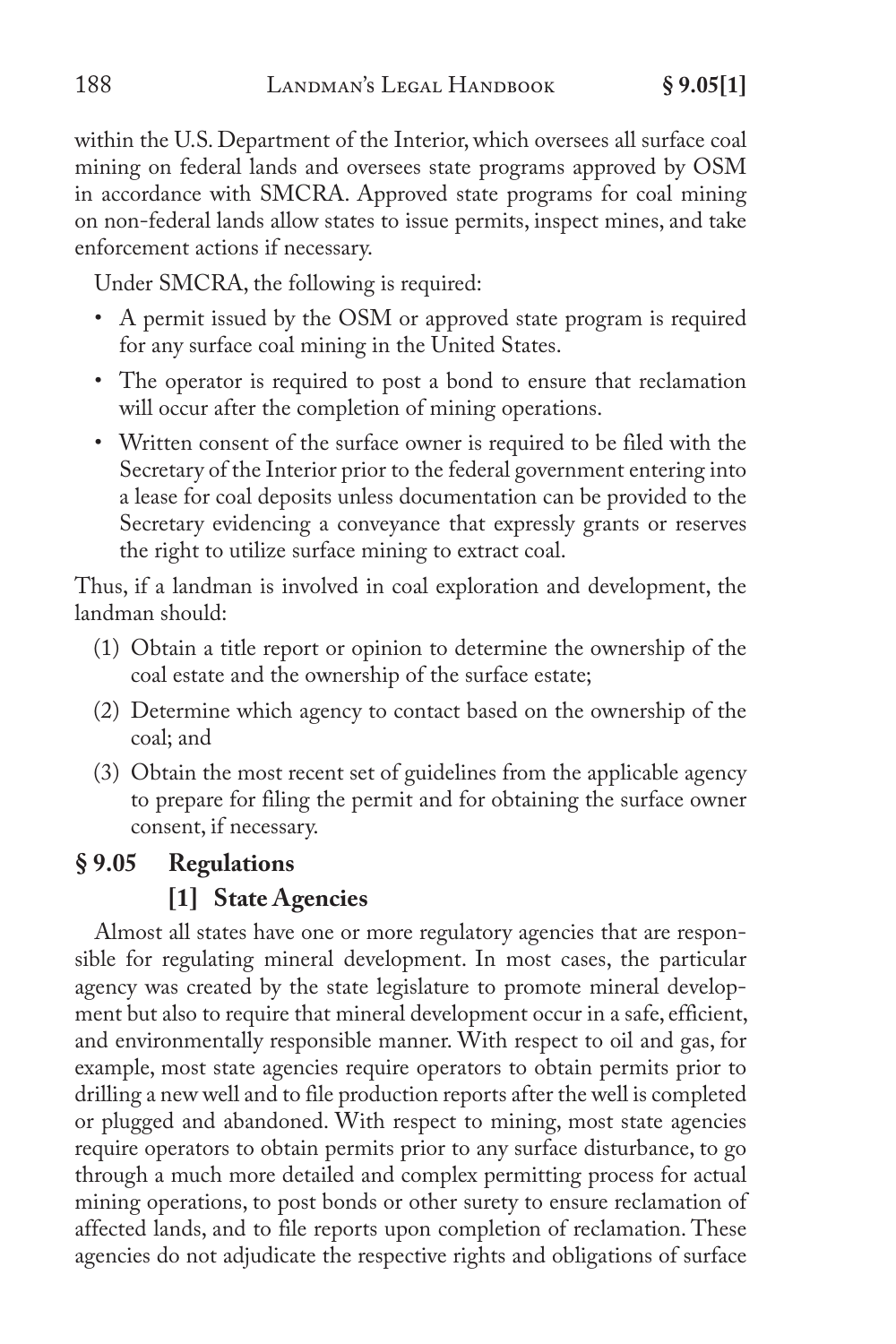within the U.S. Department of the Interior, which oversees all surface coal mining on federal lands and oversees state programs approved by OSM in accordance with SMCRA. Approved state programs for coal mining on non-federal lands allow states to issue permits, inspect mines, and take enforcement actions if necessary.

Under SMCRA, the following is required:

- A permit issued by the OSM or approved state program is required for any surface coal mining in the United States.
- The operator is required to post a bond to ensure that reclamation will occur after the completion of mining operations.
- Written consent of the surface owner is required to be filed with the Secretary of the Interior prior to the federal government entering into a lease for coal deposits unless documentation can be provided to the Secretary evidencing a conveyance that expressly grants or reserves the right to utilize surface mining to extract coal.

Thus, if a landman is involved in coal exploration and development, the landman should:

(1) Obtain a title report or opinion to determine the ownership of the coal estate and the ownership of the surface estate;

(2) Determine which agency to contact based on the ownership of the coal; and

(3) Obtain the most recent set of guidelines from the applicable agency to prepare for filing the permit and for obtaining the surface owner consent, if necessary.

## § 9.05 Regulations

### [1] State Agencies

Almost all states have one or more regulatory agencies that are responsible for regulating mineral development. In most cases, the particular agency was created by the state legislature to promote mineral development but also to require that mineral development occur in a safe, efficient, and environmentally responsible manner. With respect to oil and gas, for example, most state agencies require operators to obtain permits prior to drilling a new well and to file production reports after the well is completed or plugged and abandoned. With respect to mining, most state agencies require operators to obtain permits prior to any surface disturbance, to go through a much more detailed and complex permitting process for actual mining operations, to post bonds or other surety to ensure reclamation of affected lands, and to file reports upon completion of reclamation. These agencies do not adjudicate the respective rights and obligations of surface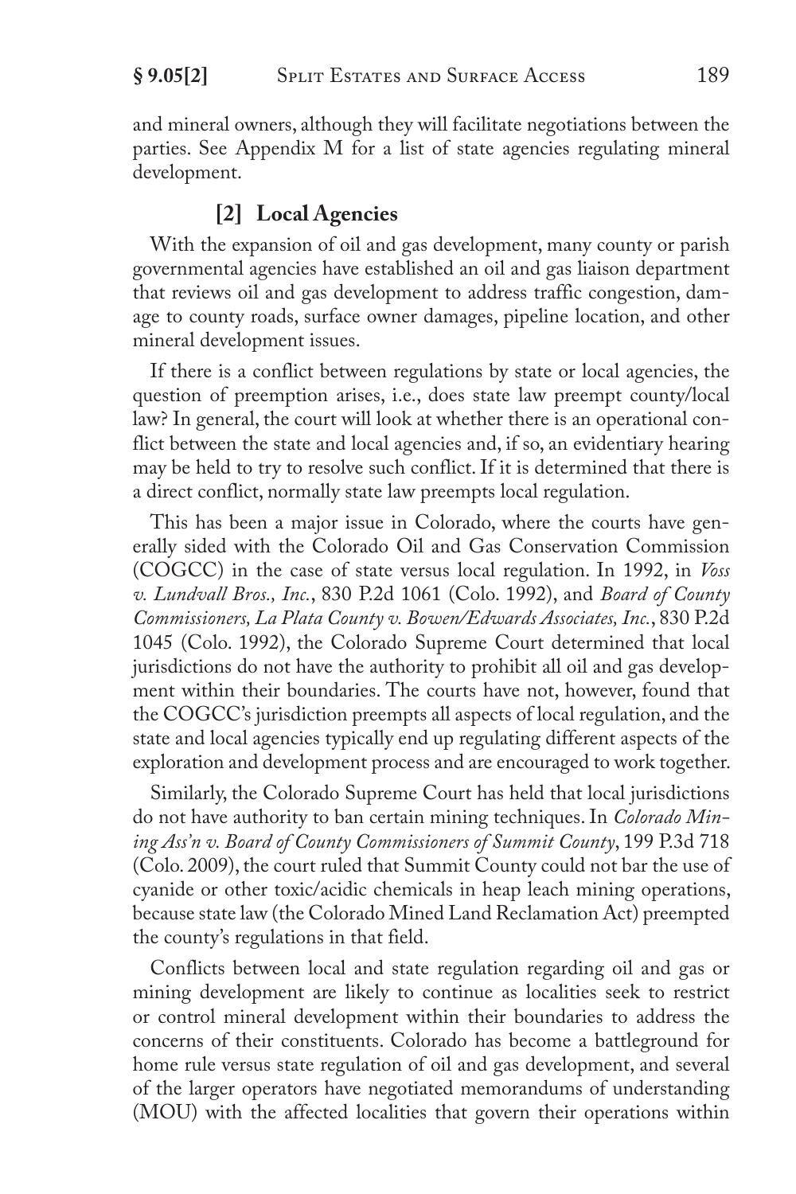and mineral owners, although they will facilitate negotiations between the parties. See Appendix M for a list of state agencies regulating mineral development.

### [2] Local Agencies

With the expansion of oil and gas development, many county or parish governmental agencies have established an oil and gas liaison department that reviews oil and gas development to address traffic congestion, damage to county roads, surface owner damages, pipeline location, and other mineral development issues.

If there is a conflict between regulations by state or local agencies, the question of preemption arises, i.e., does state law preempt county/local law? In general, the court will look at whether there is an operational conflict between the state and local agencies and, if so, an evidentiary hearing may be held to try to resolve such conflict. If it is determined that there is a direct conflict, normally state law preempts local regulation.

This has been a major issue in Colorado, where the courts have generally sided with the Colorado Oil and Gas Conservation Commission (COGCC) in the case of state versus local regulation. In 1992, in *Voss v. Lundvall Bros., Inc.*, 830 P.2d 1061 (Colo. 1992), and *Board of County Commissioners, La Plata County v. Bowen/Edwards Associates, Inc.*, 830 P.2d 1045 (Colo. 1992), the Colorado Supreme Court determined that local jurisdictions do not have the authority to prohibit all oil and gas development within their boundaries. The courts have not, however, found that the COGCC's jurisdiction preempts all aspects of local regulation, and the state and local agencies typically end up regulating different aspects of the exploration and development process and are encouraged to work together.

Similarly, the Colorado Supreme Court has held that local jurisdictions do not have authority to ban certain mining techniques. In *Colorado Mining Ass'n v. Board of County Commissioners of Summit County*, 199 P.3d 718 (Colo. 2009), the court ruled that Summit County could not bar the use of cyanide or other toxic/acidic chemicals in heap leach mining operations, because state law (the Colorado Mined Land Reclamation Act) preempted the county's regulations in that field.

Conflicts between local and state regulation regarding oil and gas or mining development are likely to continue as localities seek to restrict or control mineral development within their boundaries to address the concerns of their constituents. Colorado has become a battleground for home rule versus state regulation of oil and gas development, and several of the larger operators have negotiated memorandums of understanding (MOU) with the affected localities that govern their operations within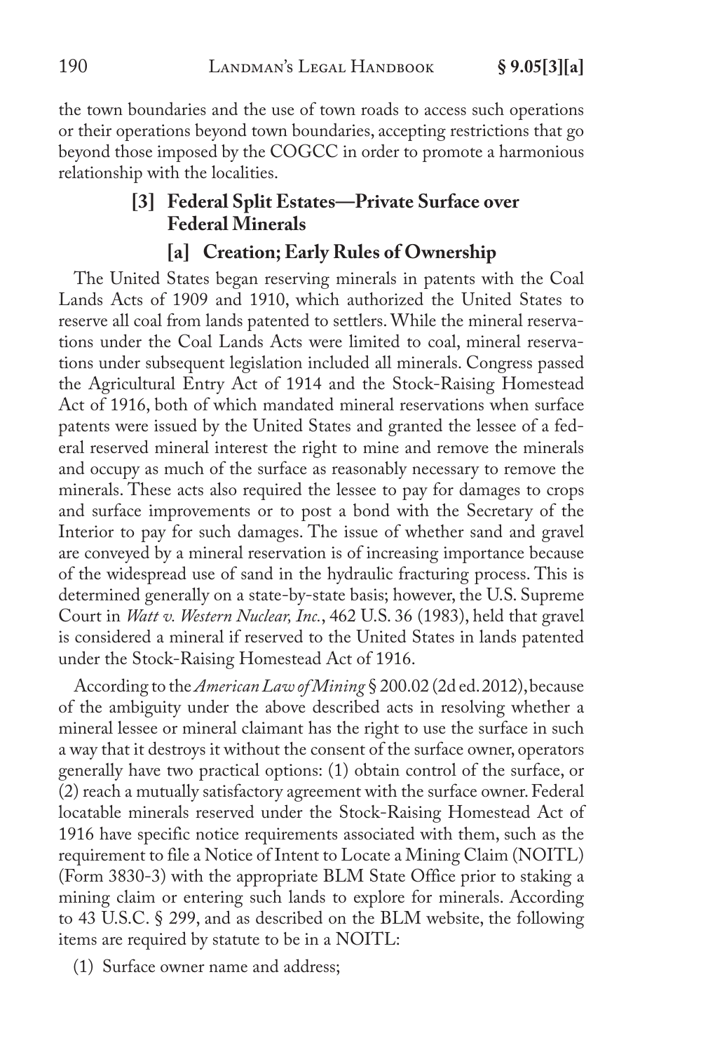the town boundaries and the use of town roads to access such operations or their operations beyond town boundaries, accepting restrictions that go beyond those imposed by the COGCC in order to promote a harmonious relationship with the localities.

### [3] Federal Split Estates—Private Surface over Federal Minerals

#### [a] Creation; Early Rules of Ownership

The United States began reserving minerals in patents with the Coal Lands Acts of 1909 and 1910, which authorized the United States to reserve all coal from lands patented to settlers. While the mineral reservations under the Coal Lands Acts were limited to coal, mineral reservations under subsequent legislation included all minerals. Congress passed the Agricultural Entry Act of 1914 and the Stock-Raising Homestead Act of 1916, both of which mandated mineral reservations when surface patents were issued by the United States and granted the lessee of a federal reserved mineral interest the right to mine and remove the minerals and occupy as much of the surface as reasonably necessary to remove the minerals. These acts also required the lessee to pay for damages to crops and surface improvements or to post a bond with the Secretary of the Interior to pay for such damages. The issue of whether sand and gravel are conveyed by a mineral reservation is of increasing importance because of the widespread use of sand in the hydraulic fracturing process. This is determined generally on a state-by-state basis; however, the U.S. Supreme Court in *Watt v. Western Nuclear, Inc.*, 462 U.S. 36 (1983), held that gravel is considered a mineral if reserved to the United States in lands patented under the Stock-Raising Homestead Act of 1916.

According to the *American Law of Mining* § 200.02 (2d ed. 2012), because of the ambiguity under the above described acts in resolving whether a mineral lessee or mineral claimant has the right to use the surface in such a way that it destroys it without the consent of the surface owner, operators generally have two practical options: (1) obtain control of the surface, or (2) reach a mutually satisfactory agreement with the surface owner. Federal locatable minerals reserved under the Stock-Raising Homestead Act of 1916 have specific notice requirements associated with them, such as the requirement to file a Notice of Intent to Locate a Mining Claim (NOITL) (Form 3830-3) with the appropriate BLM State Office prior to staking a mining claim or entering such lands to explore for minerals. According to 43 U.S.C. § 299, and as described on the BLM website, the following items are required by statute to be in a NOITL:

(1) Surface owner name and address;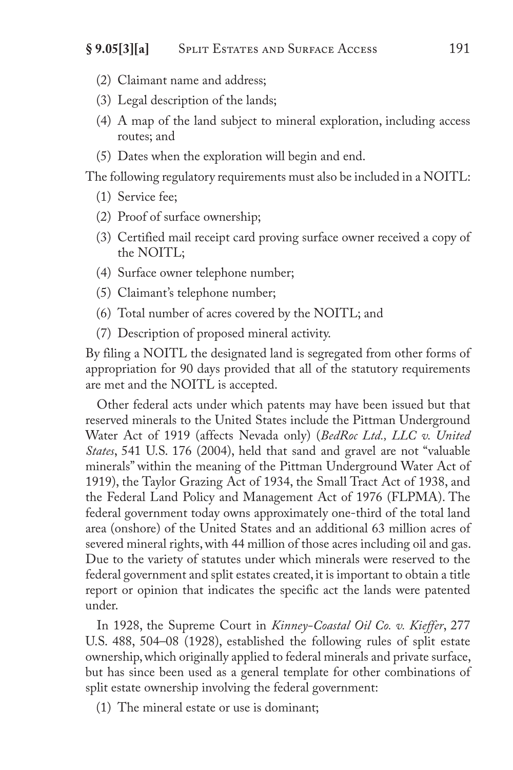(2) Claimant name and address;

(3) Legal description of the lands;

(4) A map of the land subject to mineral exploration, including access routes; and

(5) Dates when the exploration will begin and end.

The following regulatory requirements must also be included in a NOITL:

(1) Service fee;

(2) Proof of surface ownership;

(3) Certified mail receipt card proving surface owner received a copy of the NOITL;

(4) Surface owner telephone number;

(5) Claimant's telephone number;

(6) Total number of acres covered by the NOITL; and

(7) Description of proposed mineral activity.

By filing a NOITL the designated land is segregated from other forms of appropriation for 90 days provided that all of the statutory requirements are met and the NOITL is accepted.

Other federal acts under which patents may have been issued but that reserved minerals to the United States include the Pittman Underground Water Act of 1919 (affects Nevada only) (*BedRoc Ltd., LLC v. United States*, 541 U.S. 176 (2004), held that sand and gravel are not "valuable minerals" within the meaning of the Pittman Underground Water Act of 1919), the Taylor Grazing Act of 1934, the Small Tract Act of 1938, and the Federal Land Policy and Management Act of 1976 (FLPMA). The federal government today owns approximately one-third of the total land area (onshore) of the United States and an additional 63 million acres of severed mineral rights, with 44 million of those acres including oil and gas. Due to the variety of statutes under which minerals were reserved to the federal government and split estates created, it is important to obtain a title report or opinion that indicates the specific act the lands were patented under.

In 1928, the Supreme Court in *Kinney-Coastal Oil Co. v. Kieffer*, 277 U.S. 488, 504–08 (1928), established the following rules of split estate ownership, which originally applied to federal minerals and private surface, but has since been used as a general template for other combinations of split estate ownership involving the federal government:

(1) The mineral estate or use is dominant;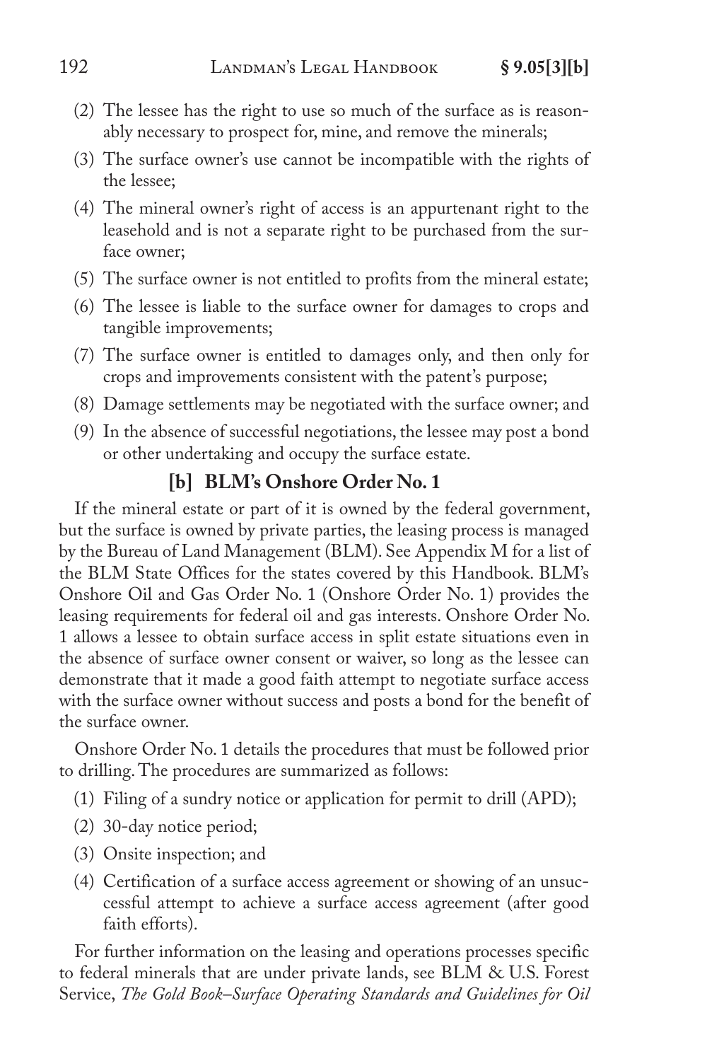(2) The lessee has the right to use so much of the surface as is reasonably necessary to prospect for, mine, and remove the minerals;

(3) The surface owner's use cannot be incompatible with the rights of the lessee;

(4) The mineral owner's right of access is an appurtenant right to the leasehold and is not a separate right to be purchased from the surface owner;

(5) The surface owner is not entitled to profits from the mineral estate;

(6) The lessee is liable to the surface owner for damages to crops and tangible improvements;

(7) The surface owner is entitled to damages only, and then only for crops and improvements consistent with the patent's purpose;

(8) Damage settlements may be negotiated with the surface owner; and

(9) In the absence of successful negotiations, the lessee may post a bond or other undertaking and occupy the surface estate.

### [b] BLM's Onshore Order No. 1

If the mineral estate or part of it is owned by the federal government, but the surface is owned by private parties, the leasing process is managed by the Bureau of Land Management (BLM). See Appendix M for a list of the BLM State Offices for the states covered by this Handbook. BLM's Onshore Oil and Gas Order No. 1 (Onshore Order No. 1) provides the leasing requirements for federal oil and gas interests. Onshore Order No. 1 allows a lessee to obtain surface access in split estate situations even in the absence of surface owner consent or waiver, so long as the lessee can demonstrate that it made a good faith attempt to negotiate surface access with the surface owner without success and posts a bond for the benefit of the surface owner.

Onshore Order No. 1 details the procedures that must be followed prior to drilling. The procedures are summarized as follows:

(1) Filing of a sundry notice or application for permit to drill (APD);

(2) 30-day notice period;

(3) Onsite inspection; and

(4) Certification of a surface access agreement or showing of an unsuccessful attempt to achieve a surface access agreement (after good faith efforts).

For further information on the leasing and operations processes specific to federal minerals that are under private lands, see BLM & U.S. Forest Service, *The Gold Book–Surface Operating Standards and Guidelines for Oil*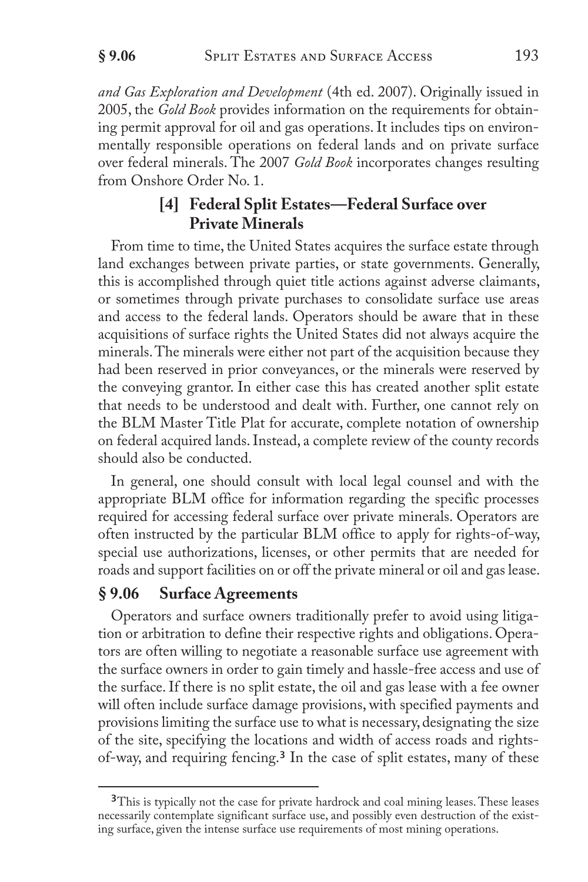*and Gas Exploration and Development* (4th ed. 2007). Originally issued in 2005, the *Gold Book* provides information on the requirements for obtaining permit approval for oil and gas operations. It includes tips on environmentally responsible operations on federal lands and on private surface over federal minerals. The 2007 *Gold Book* incorporates changes resulting from Onshore Order No. 1.

### [4] Federal Split Estates—Federal Surface over Private Minerals

From time to time, the United States acquires the surface estate through land exchanges between private parties, or state governments. Generally, this is accomplished through quiet title actions against adverse claimants, or sometimes through private purchases to consolidate surface use areas and access to the federal lands. Operators should be aware that in these acquisitions of surface rights the United States did not always acquire the minerals. The minerals were either not part of the acquisition because they had been reserved in prior conveyances, or the minerals were reserved by the conveying grantor. In either case this has created another split estate that needs to be understood and dealt with. Further, one cannot rely on the BLM Master Title Plat for accurate, complete notation of ownership on federal acquired lands. Instead, a complete review of the county records should also be conducted.

In general, one should consult with local legal counsel and with the appropriate BLM office for information regarding the specific processes required for accessing federal surface over private minerals. Operators are often instructed by the particular BLM office to apply for rights-of-way, special use authorizations, licenses, or other permits that are needed for roads and support facilities on or off the private mineral or oil and gas lease.

## § 9.06 Surface Agreements

Operators and surface owners traditionally prefer to avoid using litigation or arbitration to define their respective rights and obligations. Operators are often willing to negotiate a reasonable surface use agreement with the surface owners in order to gain timely and hassle-free access and use of the surface. If there is no split estate, the oil and gas lease with a fee owner will often include surface damage provisions, with specified payments and provisions limiting the surface use to what is necessary, designating the size of the site, specifying the locations and width of access roads and rights-of-way, and requiring fencing.[3] In the case of split estates, many of these

---

[3] This is typically not the case for private hardrock and coal mining leases. These leases necessarily contemplate significant surface use, and possibly even destruction of the existing surface, given the intense surface use requirements of most mining operations.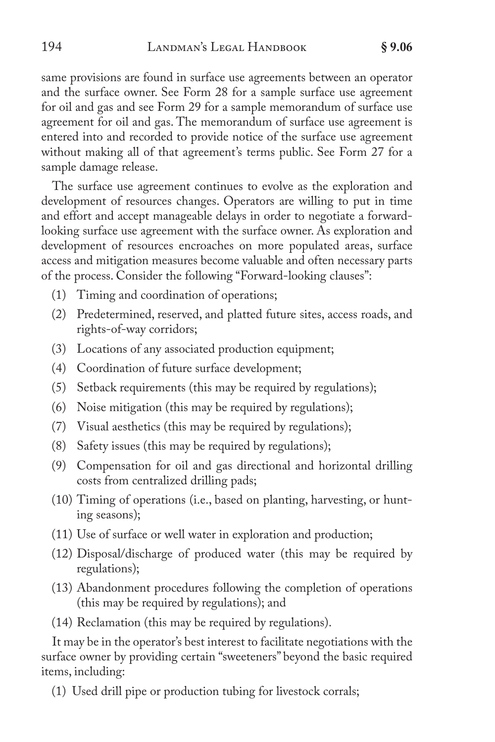same provisions are found in surface use agreements between an operator and the surface owner. See Form 28 for a sample surface use agreement for oil and gas and see Form 29 for a sample memorandum of surface use agreement for oil and gas. The memorandum of surface use agreement is entered into and recorded to provide notice of the surface use agreement without making all of that agreement's terms public. See Form 27 for a sample damage release.

The surface use agreement continues to evolve as the exploration and development of resources changes. Operators are willing to put in time and effort and accept manageable delays in order to negotiate a forward-looking surface use agreement with the surface owner. As exploration and development of resources encroaches on more populated areas, surface access and mitigation measures become valuable and often necessary parts of the process. Consider the following "Forward-looking clauses":

(1) Timing and coordination of operations;

(2) Predetermined, reserved, and platted future sites, access roads, and rights-of-way corridors;

(3) Locations of any associated production equipment;

(4) Coordination of future surface development;

(5) Setback requirements (this may be required by regulations);

(6) Noise mitigation (this may be required by regulations);

(7) Visual aesthetics (this may be required by regulations);

(8) Safety issues (this may be required by regulations);

(9) Compensation for oil and gas directional and horizontal drilling costs from centralized drilling pads;

(10) Timing of operations (i.e., based on planting, harvesting, or hunting seasons);

(11) Use of surface or well water in exploration and production;

(12) Disposal/discharge of produced water (this may be required by regulations);

(13) Abandonment procedures following the completion of operations (this may be required by regulations); and

(14) Reclamation (this may be required by regulations).

It may be in the operator's best interest to facilitate negotiations with the surface owner by providing certain "sweeteners" beyond the basic required items, including:

(1) Used drill pipe or production tubing for livestock corrals;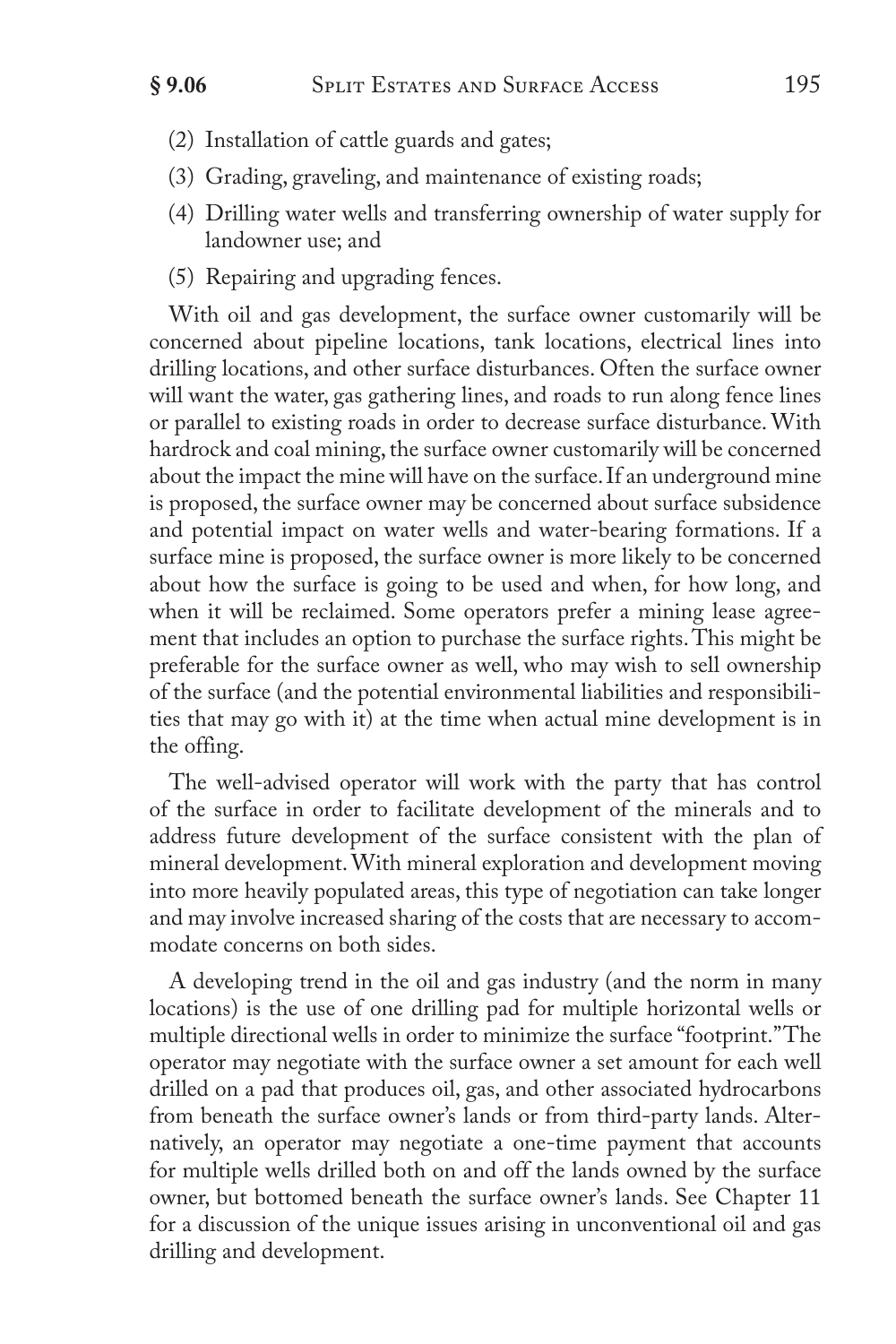(2) Installation of cattle guards and gates;

(3) Grading, graveling, and maintenance of existing roads;

(4) Drilling water wells and transferring ownership of water supply for landowner use; and

(5) Repairing and upgrading fences.

With oil and gas development, the surface owner customarily will be concerned about pipeline locations, tank locations, electrical lines into drilling locations, and other surface disturbances. Often the surface owner will want the water, gas gathering lines, and roads to run along fence lines or parallel to existing roads in order to decrease surface disturbance. With hardrock and coal mining, the surface owner customarily will be concerned about the impact the mine will have on the surface. If an underground mine is proposed, the surface owner may be concerned about surface subsidence and potential impact on water wells and water-bearing formations. If a surface mine is proposed, the surface owner is more likely to be concerned about how the surface is going to be used and when, for how long, and when it will be reclaimed. Some operators prefer a mining lease agreement that includes an option to purchase the surface rights. This might be preferable for the surface owner as well, who may wish to sell ownership of the surface (and the potential environmental liabilities and responsibilities that may go with it) at the time when actual mine development is in the offing.

The well-advised operator will work with the party that has control of the surface in order to facilitate development of the minerals and to address future development of the surface consistent with the plan of mineral development. With mineral exploration and development moving into more heavily populated areas, this type of negotiation can take longer and may involve increased sharing of the costs that are necessary to accommodate concerns on both sides.

A developing trend in the oil and gas industry (and the norm in many locations) is the use of one drilling pad for multiple horizontal wells or multiple directional wells in order to minimize the surface "footprint." The operator may negotiate with the surface owner a set amount for each well drilled on a pad that produces oil, gas, and other associated hydrocarbons from beneath the surface owner's lands or from third-party lands. Alternatively, an operator may negotiate a one-time payment that accounts for multiple wells drilled both on and off the lands owned by the surface owner, but bottomed beneath the surface owner's lands. See Chapter 11 for a discussion of the unique issues arising in unconventional oil and gas drilling and development.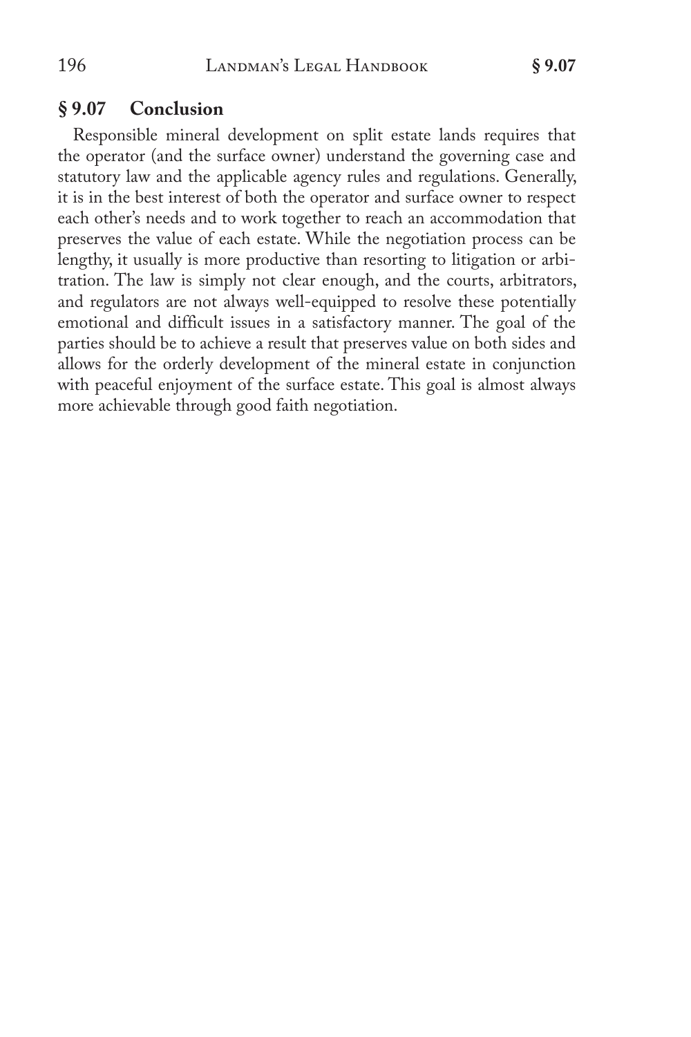## § 9.07 Conclusion

Responsible mineral development on split estate lands requires that the operator (and the surface owner) understand the governing case and statutory law and the applicable agency rules and regulations. Generally, it is in the best interest of both the operator and surface owner to respect each other's needs and to work together to reach an accommodation that preserves the value of each estate. While the negotiation process can be lengthy, it usually is more productive than resorting to litigation or arbitration. The law is simply not clear enough, and the courts, arbitrators, and regulators are not always well-equipped to resolve these potentially emotional and difficult issues in a satisfactory manner. The goal of the parties should be to achieve a result that preserves value on both sides and allows for the orderly development of the mineral estate in conjunction with peaceful enjoyment of the surface estate. This goal is almost always more achievable through good faith negotiation.